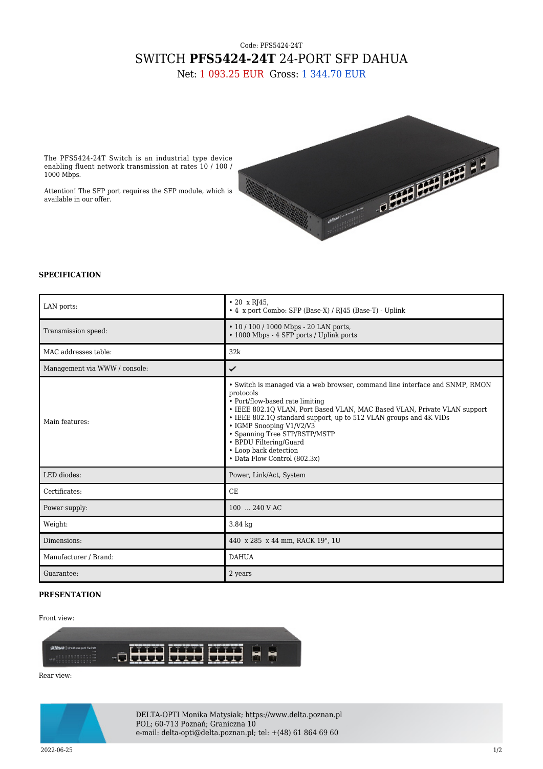Code: PFS5424-24T

# SWITCH **PFS5424-24T** 24-PORT SFP DAHUA

Net: 1 093.25 EUR Gross: 1 344.70 EUR

The PFS5424-24T Switch is an industrial type device enabling fluent network transmission at rates 10 / 100 / 1000 Mbps.

Attention! The SFP port requires the SFP module, which is available in our offer.

### SPECIFICATION

| | |
|---|---|
| LAN ports: | • 20 x RJ45,<br>• 4 x port Combo: SFP (Base-X) / RJ45 (Base-T) - Uplink |
| Transmission speed: | • 10 / 100 / 1000 Mbps - 20 LAN ports,<br>• 1000 Mbps - 4 SFP ports / Uplink ports |
| MAC addresses table: | 32k |
| Management via WWW / console: | ✔ |
| Main features: | • Switch is managed via a web browser, command line interface and SNMP, RMON protocols<br>• Port/flow-based rate limiting<br>• IEEE 802.1Q VLAN, Port Based VLAN, MAC Based VLAN, Private VLAN support<br>• IEEE 802.1Q standard support, up to 512 VLAN groups and 4K VIDs<br>• IGMP Snooping V1/V2/V3<br>• Spanning Tree STP/RSTP/MSTP<br>• BPDU Filtering/Guard<br>• Loop back detection<br>• Data Flow Control (802.3x) |
| LED diodes: | Power, Link/Act, System |
| Certificates: | CE |
| Power supply: | 100 ... 240 V AC |
| Weight: | 3.84 kg |
| Dimensions: | 440 x 285 x 44 mm, RACK 19", 1U |
| Manufacturer / Brand: | DAHUA |
| Guarantee: | 2 years |

### PRESENTATION

Front view:

Rear view:

DELTA-OPTI Monika Matysiak; https://www.delta.poznan.pl
POL; 60-713 Poznań; Graniczna 10
e-mail: delta-opti@delta.poznan.pl; tel: +(48) 61 864 69 60

2022-06-25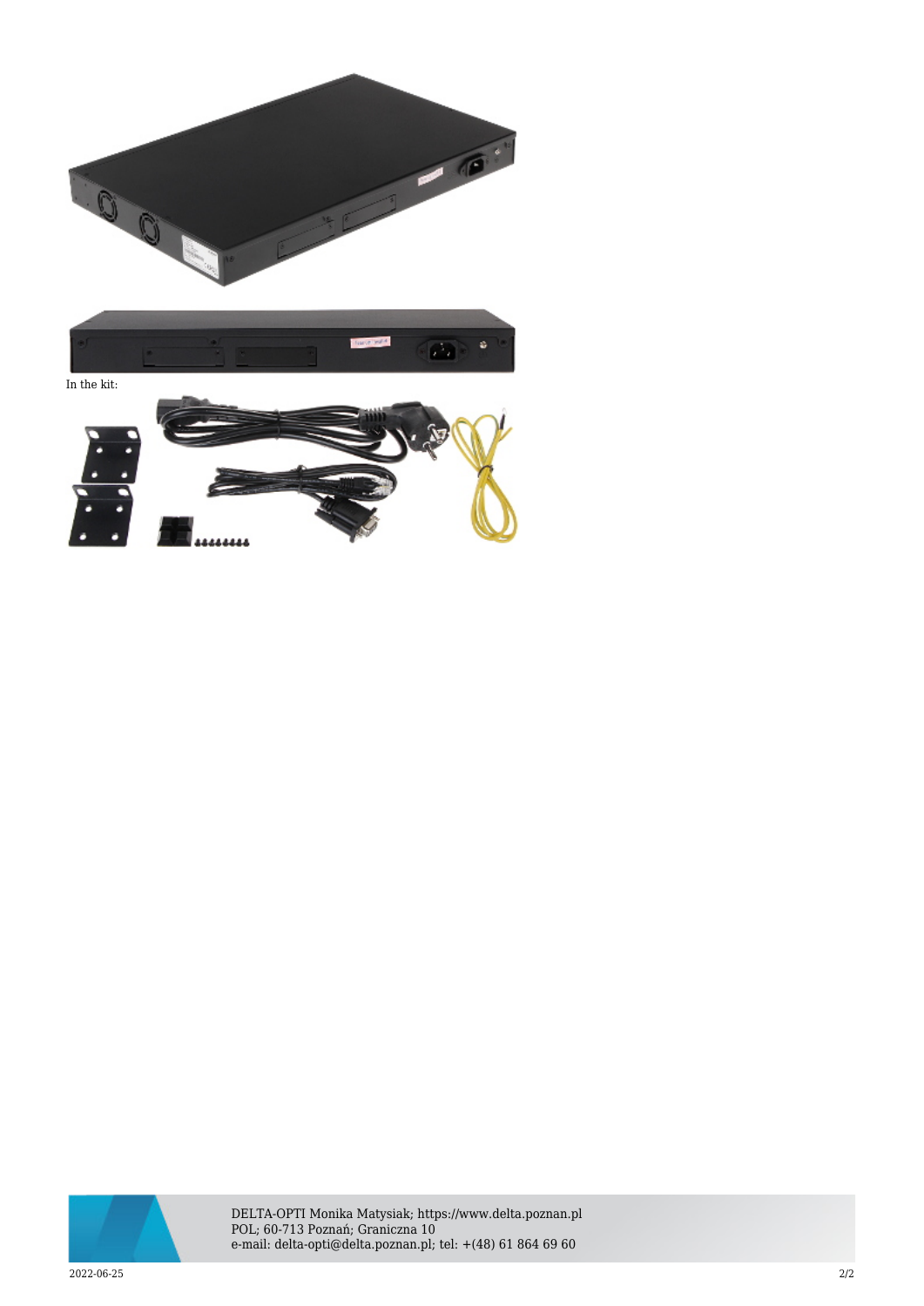In the kit: